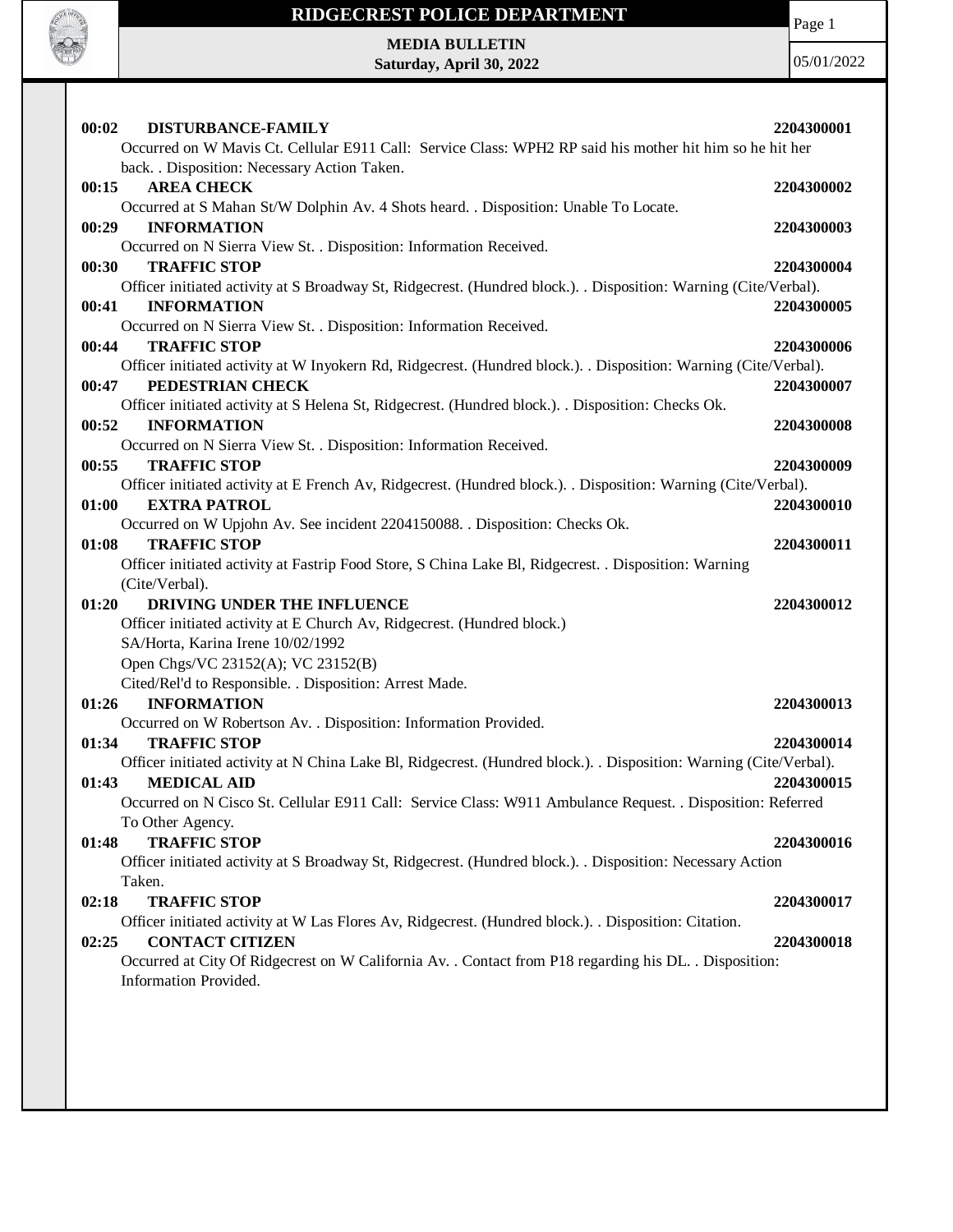# RIDGECREST POLICE DEPARTMENT

**MEDIA BULLETIN**
**Saturday, April 30, 2022**

05/01/2022

**00:02 DISTURBANCE-FAMILY** **2204300001**
Occurred on W Mavis Ct. Cellular E911 Call: Service Class: WPH2 RP said his mother hit him so he hit her back. . Disposition: Necessary Action Taken.

**00:15 AREA CHECK** **2204300002**
Occurred at S Mahan St/W Dolphin Av. 4 Shots heard. . Disposition: Unable To Locate.

**00:29 INFORMATION** **2204300003**
Occurred on N Sierra View St. . Disposition: Information Received.

**00:30 TRAFFIC STOP** **2204300004**
Officer initiated activity at S Broadway St, Ridgecrest. (Hundred block.). . Disposition: Warning (Cite/Verbal).

**00:41 INFORMATION** **2204300005**
Occurred on N Sierra View St. . Disposition: Information Received.

**00:44 TRAFFIC STOP** **2204300006**
Officer initiated activity at W Inyokern Rd, Ridgecrest. (Hundred block.). . Disposition: Warning (Cite/Verbal).

**00:47 PEDESTRIAN CHECK** **2204300007**
Officer initiated activity at S Helena St, Ridgecrest. (Hundred block.). . Disposition: Checks Ok.

**00:52 INFORMATION** **2204300008**
Occurred on N Sierra View St. . Disposition: Information Received.

**00:55 TRAFFIC STOP** **2204300009**
Officer initiated activity at E French Av, Ridgecrest. (Hundred block.). . Disposition: Warning (Cite/Verbal).

**01:00 EXTRA PATROL** **2204300010**
Occurred on W Upjohn Av. See incident 2204150088. . Disposition: Checks Ok.

**01:08 TRAFFIC STOP** **2204300011**
Officer initiated activity at Fastrip Food Store, S China Lake Bl, Ridgecrest. . Disposition: Warning (Cite/Verbal).

**01:20 DRIVING UNDER THE INFLUENCE** **2204300012**
Officer initiated activity at E Church Av, Ridgecrest. (Hundred block.)
SA/Horta, Karina Irene 10/02/1992
Open Chgs/VC 23152(A); VC 23152(B)
Cited/Rel'd to Responsible. . Disposition: Arrest Made.

**01:26 INFORMATION** **2204300013**
Occurred on W Robertson Av. . Disposition: Information Provided.

**01:34 TRAFFIC STOP** **2204300014**
Officer initiated activity at N China Lake Bl, Ridgecrest. (Hundred block.). . Disposition: Warning (Cite/Verbal).

**01:43 MEDICAL AID** **2204300015**
Occurred on N Cisco St. Cellular E911 Call: Service Class: W911 Ambulance Request. . Disposition: Referred To Other Agency.

**01:48 TRAFFIC STOP** **2204300016**
Officer initiated activity at S Broadway St, Ridgecrest. (Hundred block.). . Disposition: Necessary Action Taken.

**02:18 TRAFFIC STOP** **2204300017**
Officer initiated activity at W Las Flores Av, Ridgecrest. (Hundred block.). . Disposition: Citation.

**02:25 CONTACT CITIZEN** **2204300018**
Occurred at City Of Ridgecrest on W California Av. . Contact from P18 regarding his DL. . Disposition: Information Provided.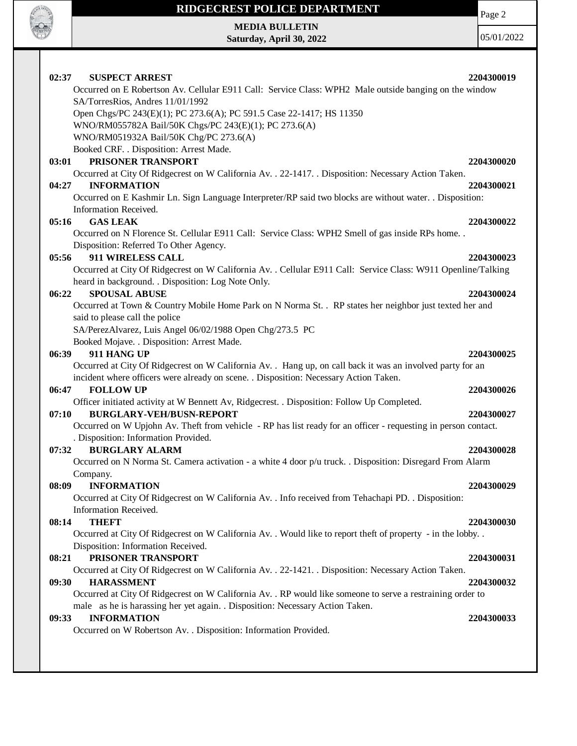**02:37 SUSPECT ARREST** 2204300019

Occurred on E Robertson Av. Cellular E911 Call: Service Class: WPH2 Male outside banging on the window
SA/TorresRios, Andres 11/01/1992
Open Chgs/PC 243(E)(1); PC 273.6(A); PC 591.5 Case 22-1417; HS 11350
WNO/RM055782A Bail/50K Chgs/PC 243(E)(1); PC 273.6(A)
WNO/RM051932A Bail/50K Chg/PC 273.6(A)
Booked CRF. . Disposition: Arrest Made.

**03:01 PRISONER TRANSPORT** 2204300020

Occurred at City Of Ridgecrest on W California Av. . 22-1417. . Disposition: Necessary Action Taken.

**04:27 INFORMATION** 2204300021

Occurred on E Kashmir Ln. Sign Language Interpreter/RP said two blocks are without water. . Disposition: Information Received.

**05:16 GAS LEAK** 2204300022

Occurred on N Florence St. Cellular E911 Call: Service Class: WPH2 Smell of gas inside RPs home. . Disposition: Referred To Other Agency.

**05:56 911 WIRELESS CALL** 2204300023

Occurred at City Of Ridgecrest on W California Av. . Cellular E911 Call: Service Class: W911 Openline/Talking heard in background. . Disposition: Log Note Only.

**06:22 SPOUSAL ABUSE** 2204300024

Occurred at Town & Country Mobile Home Park on N Norma St. . RP states her neighbor just texted her and said to please call the police
SA/PerezAlvarez, Luis Angel 06/02/1988 Open Chg/273.5 PC
Booked Mojave. . Disposition: Arrest Made.

**06:39 911 HANG UP** 2204300025

Occurred at City Of Ridgecrest on W California Av. . Hang up, on call back it was an involved party for an incident where officers were already on scene. . Disposition: Necessary Action Taken.

**06:47 FOLLOW UP** 2204300026

Officer initiated activity at W Bennett Av, Ridgecrest. . Disposition: Follow Up Completed.

**07:10 BURGLARY-VEH/BUSN-REPORT** 2204300027

Occurred on W Upjohn Av. Theft from vehicle - RP has list ready for an officer - requesting in person contact. . Disposition: Information Provided.

**07:32 BURGLARY ALARM** 2204300028

Occurred on N Norma St. Camera activation - a white 4 door p/u truck. . Disposition: Disregard From Alarm Company.

**08:09 INFORMATION** 2204300029

Occurred at City Of Ridgecrest on W California Av. . Info received from Tehachapi PD. . Disposition: Information Received.

**08:14 THEFT** 2204300030

Occurred at City Of Ridgecrest on W California Av. . Would like to report theft of property - in the lobby. . Disposition: Information Received.

**08:21 PRISONER TRANSPORT** 2204300031

Occurred at City Of Ridgecrest on W California Av. . 22-1421. . Disposition: Necessary Action Taken.

**09:30 HARASSMENT** 2204300032

Occurred at City Of Ridgecrest on W California Av. . RP would like someone to serve a restraining order to male as he is harassing her yet again. . Disposition: Necessary Action Taken.

**09:33 INFORMATION** 2204300033

Occurred on W Robertson Av. . Disposition: Information Provided.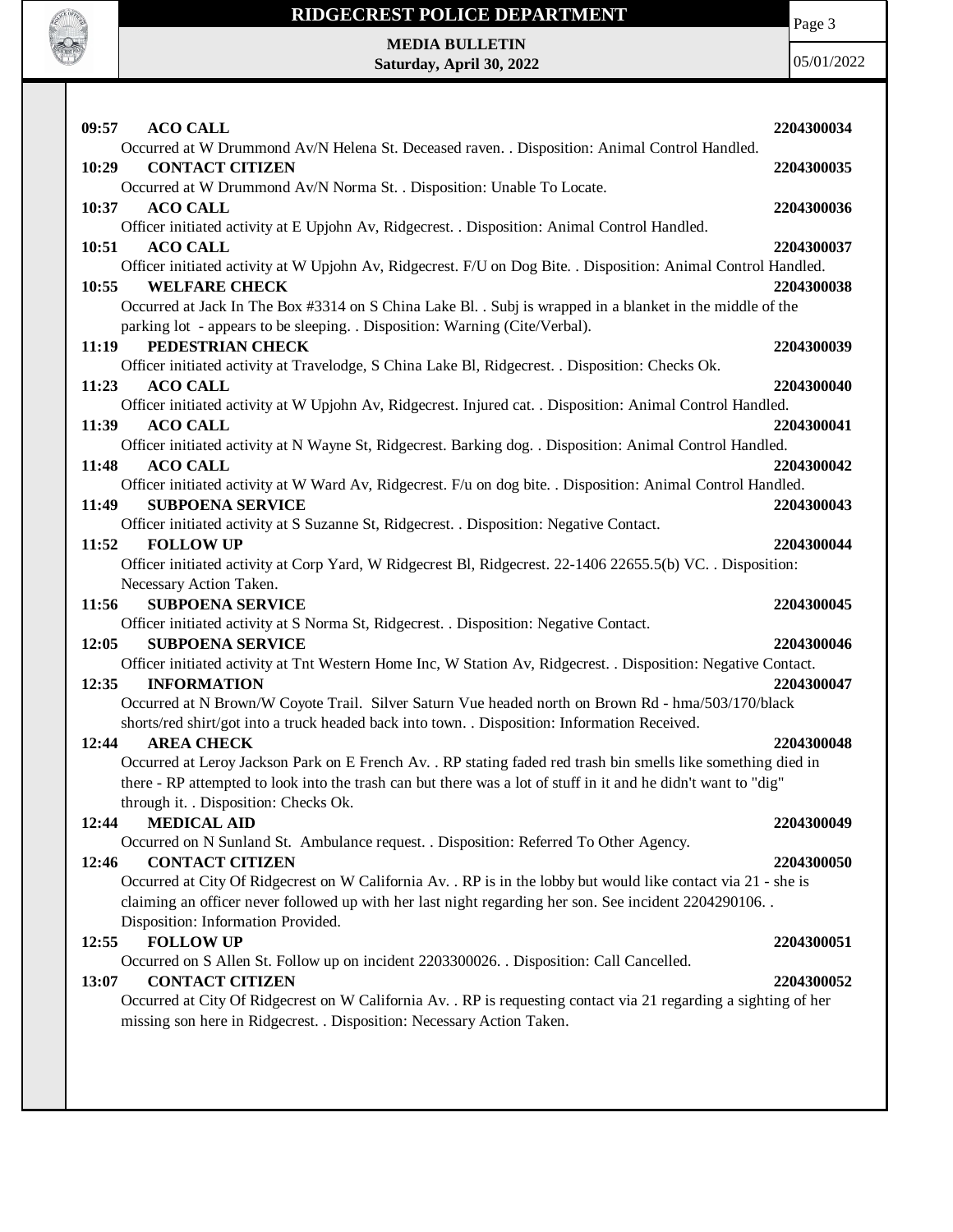**09:57 ACO CALL** **2204300034**

Occurred at W Drummond Av/N Helena St. Deceased raven. . Disposition: Animal Control Handled.

**10:29 CONTACT CITIZEN** **2204300035**

Occurred at W Drummond Av/N Norma St. . Disposition: Unable To Locate.

**10:37 ACO CALL** **2204300036**

Officer initiated activity at E Upjohn Av, Ridgecrest. . Disposition: Animal Control Handled.

**10:51 ACO CALL** **2204300037**

Officer initiated activity at W Upjohn Av, Ridgecrest. F/U on Dog Bite. . Disposition: Animal Control Handled.

**10:55 WELFARE CHECK** **2204300038**

Occurred at Jack In The Box #3314 on S China Lake Bl. . Subj is wrapped in a blanket in the middle of the parking lot - appears to be sleeping. . Disposition: Warning (Cite/Verbal).

**11:19 PEDESTRIAN CHECK** **2204300039**

Officer initiated activity at Travelodge, S China Lake Bl, Ridgecrest. . Disposition: Checks Ok.

**11:23 ACO CALL** **2204300040**

Officer initiated activity at W Upjohn Av, Ridgecrest. Injured cat. . Disposition: Animal Control Handled.

**11:39 ACO CALL** **2204300041**

Officer initiated activity at N Wayne St, Ridgecrest. Barking dog. . Disposition: Animal Control Handled.

**11:48 ACO CALL** **2204300042**

Officer initiated activity at W Ward Av, Ridgecrest. F/u on dog bite. . Disposition: Animal Control Handled.

**11:49 SUBPOENA SERVICE** **2204300043**

Officer initiated activity at S Suzanne St, Ridgecrest. . Disposition: Negative Contact.

**11:52 FOLLOW UP** **2204300044**

Officer initiated activity at Corp Yard, W Ridgecrest Bl, Ridgecrest. 22-1406 22655.5(b) VC. . Disposition: Necessary Action Taken.

**11:56 SUBPOENA SERVICE** **2204300045**

Officer initiated activity at S Norma St, Ridgecrest. . Disposition: Negative Contact.

**12:05 SUBPOENA SERVICE** **2204300046**

Officer initiated activity at Tnt Western Home Inc, W Station Av, Ridgecrest. . Disposition: Negative Contact.

**12:35 INFORMATION** **2204300047**

Occurred at N Brown/W Coyote Trail. Silver Saturn Vue headed north on Brown Rd - hma/503/170/black shorts/red shirt/got into a truck headed back into town. . Disposition: Information Received.

**12:44 AREA CHECK** **2204300048**

Occurred at Leroy Jackson Park on E French Av. . RP stating faded red trash bin smells like something died in there - RP attempted to look into the trash can but there was a lot of stuff in it and he didn't want to "dig" through it. . Disposition: Checks Ok.

**12:44 MEDICAL AID** **2204300049**

Occurred on N Sunland St. Ambulance request. . Disposition: Referred To Other Agency.

**12:46 CONTACT CITIZEN** **2204300050**

Occurred at City Of Ridgecrest on W California Av. . RP is in the lobby but would like contact via 21 - she is claiming an officer never followed up with her last night regarding her son. See incident 2204290106. . Disposition: Information Provided.

**12:55 FOLLOW UP** **2204300051**

Occurred on S Allen St. Follow up on incident 2203300026. . Disposition: Call Cancelled.

**13:07 CONTACT CITIZEN** **2204300052**

Occurred at City Of Ridgecrest on W California Av. . RP is requesting contact via 21 regarding a sighting of her missing son here in Ridgecrest. . Disposition: Necessary Action Taken.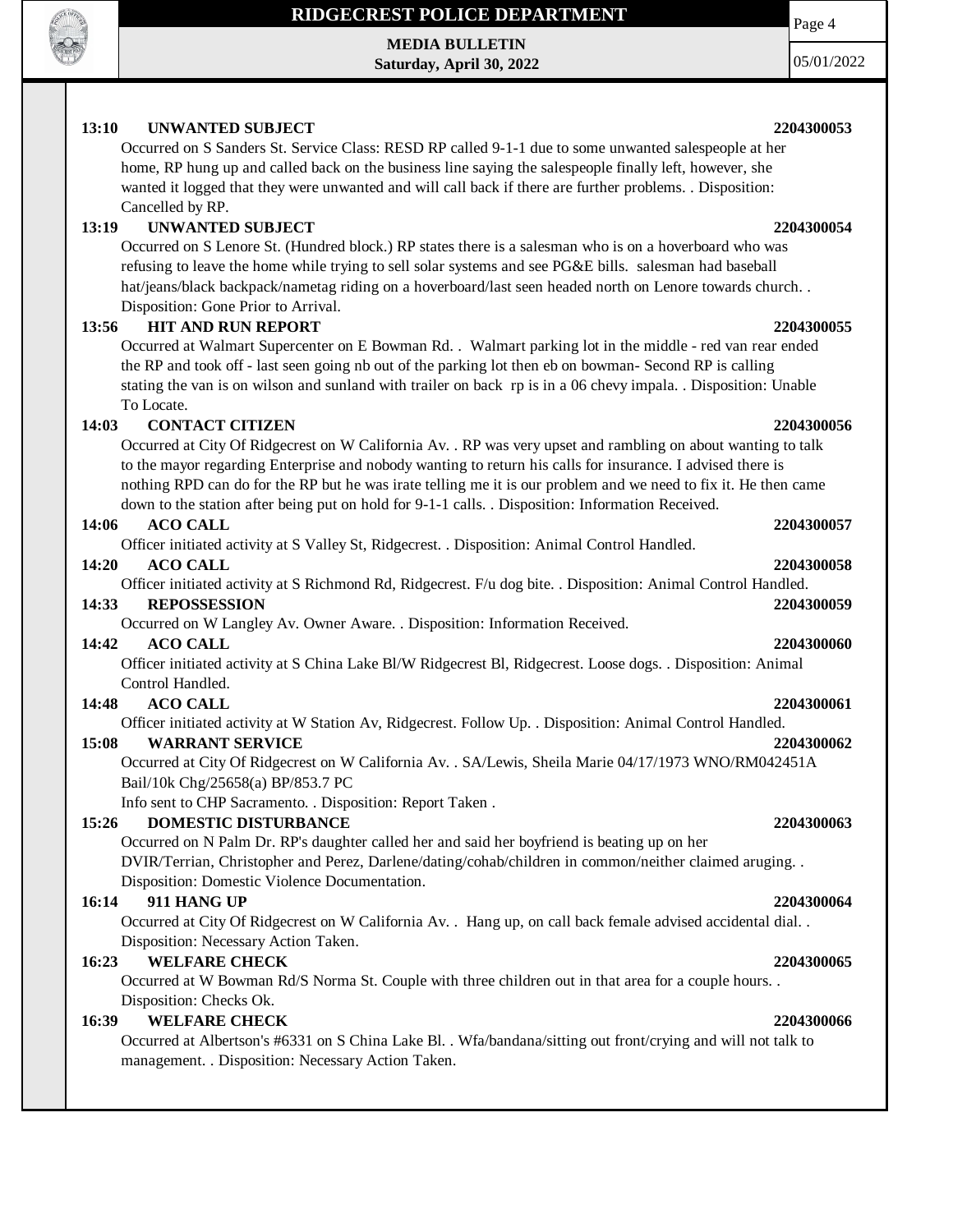**13:10 UNWANTED SUBJECT 2204300053**

Occurred on S Sanders St. Service Class: RESD RP called 9-1-1 due to some unwanted salespeople at her home, RP hung up and called back on the business line saying the salespeople finally left, however, she wanted it logged that they were unwanted and will call back if there are further problems. . Disposition: Cancelled by RP.

**13:19 UNWANTED SUBJECT 2204300054**

Occurred on S Lenore St. (Hundred block.) RP states there is a salesman who is on a hoverboard who was refusing to leave the home while trying to sell solar systems and see PG&E bills. salesman had baseball hat/jeans/black backpack/nametag riding on a hoverboard/last seen headed north on Lenore towards church. . Disposition: Gone Prior to Arrival.

**13:56 HIT AND RUN REPORT 2204300055**

Occurred at Walmart Supercenter on E Bowman Rd. . Walmart parking lot in the middle - red van rear ended the RP and took off - last seen going nb out of the parking lot then eb on bowman- Second RP is calling stating the van is on wilson and sunland with trailer on back rp is in a 06 chevy impala. . Disposition: Unable To Locate.

**14:03 CONTACT CITIZEN 2204300056**

Occurred at City Of Ridgecrest on W California Av. . RP was very upset and rambling on about wanting to talk to the mayor regarding Enterprise and nobody wanting to return his calls for insurance. I advised there is nothing RPD can do for the RP but he was irate telling me it is our problem and we need to fix it. He then came down to the station after being put on hold for 9-1-1 calls. . Disposition: Information Received.

**14:06 ACO CALL 2204300057**

Officer initiated activity at S Valley St, Ridgecrest. . Disposition: Animal Control Handled.

**14:20 ACO CALL 2204300058**

Officer initiated activity at S Richmond Rd, Ridgecrest. F/u dog bite. . Disposition: Animal Control Handled.

**14:33 REPOSSESSION 2204300059**

Occurred on W Langley Av. Owner Aware. . Disposition: Information Received.

**14:42 ACO CALL 2204300060**

Officer initiated activity at S China Lake Bl/W Ridgecrest Bl, Ridgecrest. Loose dogs. . Disposition: Animal Control Handled.

**14:48 ACO CALL 2204300061**

Officer initiated activity at W Station Av, Ridgecrest. Follow Up. . Disposition: Animal Control Handled.

**15:08 WARRANT SERVICE 2204300062**

Occurred at City Of Ridgecrest on W California Av. . SA/Lewis, Sheila Marie 04/17/1973 WNO/RM042451A Bail/10k Chg/25658(a) BP/853.7 PC
Info sent to CHP Sacramento. . Disposition: Report Taken .

**15:26 DOMESTIC DISTURBANCE 2204300063**

Occurred on N Palm Dr. RP's daughter called her and said her boyfriend is beating up on her DVIR/Terrian, Christopher and Perez, Darlene/dating/cohab/children in common/neither claimed aruging. . Disposition: Domestic Violence Documentation.

**16:14 911 HANG UP 2204300064**

Occurred at City Of Ridgecrest on W California Av. . Hang up, on call back female advised accidental dial. . Disposition: Necessary Action Taken.

**16:23 WELFARE CHECK 2204300065**

Occurred at W Bowman Rd/S Norma St. Couple with three children out in that area for a couple hours. . Disposition: Checks Ok.

**16:39 WELFARE CHECK 2204300066**

Occurred at Albertson's #6331 on S China Lake Bl. . Wfa/bandana/sitting out front/crying and will not talk to management. . Disposition: Necessary Action Taken.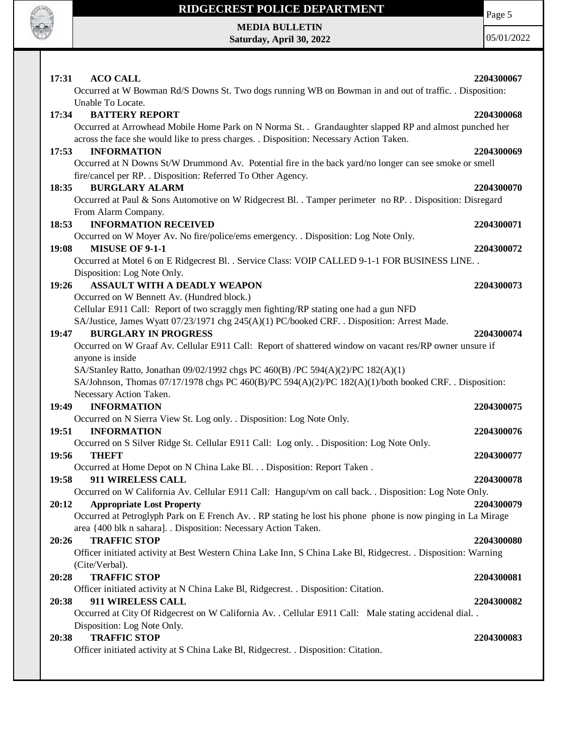**17:31 ACO CALL** **2204300067**

Occurred at W Bowman Rd/S Downs St. Two dogs running WB on Bowman in and out of traffic. . Disposition: Unable To Locate.

**17:34 BATTERY REPORT** **2204300068**

Occurred at Arrowhead Mobile Home Park on N Norma St. . Grandaughter slapped RP and almost punched her across the face she would like to press charges. . Disposition: Necessary Action Taken.

**17:53 INFORMATION** **2204300069**

Occurred at N Downs St/W Drummond Av. Potential fire in the back yard/no longer can see smoke or smell fire/cancel per RP. . Disposition: Referred To Other Agency.

**18:35 BURGLARY ALARM** **2204300070**

Occurred at Paul & Sons Automotive on W Ridgecrest Bl. . Tamper perimeter no RP. . Disposition: Disregard From Alarm Company.

**18:53 INFORMATION RECEIVED** **2204300071**

Occurred on W Moyer Av. No fire/police/ems emergency. . Disposition: Log Note Only.

**19:08 MISUSE OF 9-1-1** **2204300072**

Occurred at Motel 6 on E Ridgecrest Bl. . Service Class: VOIP CALLED 9-1-1 FOR BUSINESS LINE. . Disposition: Log Note Only.

**19:26 ASSAULT WITH A DEADLY WEAPON** **2204300073**

Occurred on W Bennett Av. (Hundred block.)

Cellular E911 Call: Report of two scraggly men fighting/RP stating one had a gun NFD

SA/Justice, James Wyatt 07/23/1971 chg 245(A)(1) PC/booked CRF. . Disposition: Arrest Made.

**19:47 BURGLARY IN PROGRESS** **2204300074**

Occurred on W Graaf Av. Cellular E911 Call: Report of shattered window on vacant res/RP owner unsure if anyone is inside

SA/Stanley Ratto, Jonathan 09/02/1992 chgs PC 460(B) /PC 594(A)(2)/PC 182(A)(1)

SA/Johnson, Thomas 07/17/1978 chgs PC 460(B)/PC 594(A)(2)/PC 182(A)(1)/both booked CRF. . Disposition: Necessary Action Taken.

**19:49 INFORMATION** **2204300075**

Occurred on N Sierra View St. Log only. . Disposition: Log Note Only.

**19:51 INFORMATION** **2204300076**

Occurred on S Silver Ridge St. Cellular E911 Call: Log only. . Disposition: Log Note Only.

**19:56 THEFT** **2204300077**

Occurred at Home Depot on N China Lake Bl. . . Disposition: Report Taken .

**19:58 911 WIRELESS CALL** **2204300078**

Occurred on W California Av. Cellular E911 Call: Hangup/vm on call back. . Disposition: Log Note Only.

**20:12 Appropriate Lost Property** **2204300079**

Occurred at Petroglyph Park on E French Av. . RP stating he lost his phone phone is now pinging in La Mirage area {400 blk n sahara]. . Disposition: Necessary Action Taken.

**20:26 TRAFFIC STOP** **2204300080**

Officer initiated activity at Best Western China Lake Inn, S China Lake Bl, Ridgecrest. . Disposition: Warning (Cite/Verbal).

**20:28 TRAFFIC STOP** **2204300081**

Officer initiated activity at N China Lake Bl, Ridgecrest. . Disposition: Citation.

**20:38 911 WIRELESS CALL** **2204300082**

Occurred at City Of Ridgecrest on W California Av. . Cellular E911 Call: Male stating accidenal dial. . Disposition: Log Note Only.

**20:38 TRAFFIC STOP** **2204300083**

Officer initiated activity at S China Lake Bl, Ridgecrest. . Disposition: Citation.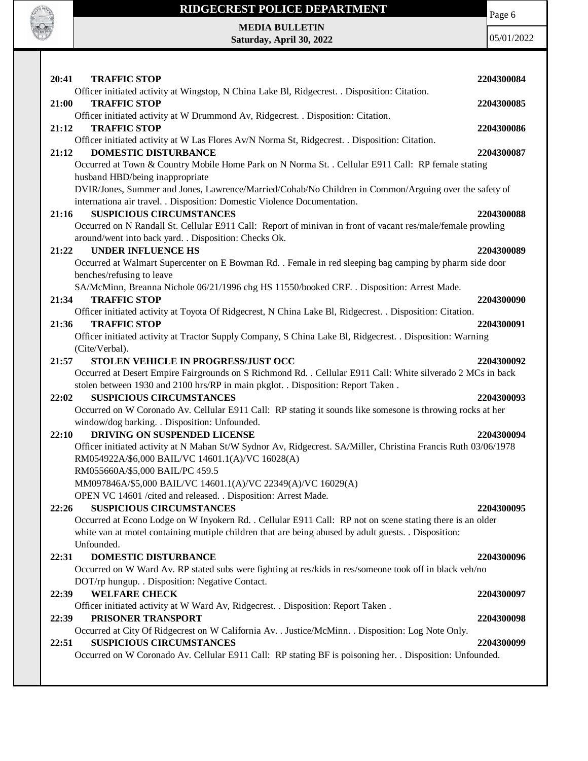**20:41 TRAFFIC STOP** **2204300084**

Officer initiated activity at Wingstop, N China Lake Bl, Ridgecrest. . Disposition: Citation.

**21:00 TRAFFIC STOP** **2204300085**

Officer initiated activity at W Drummond Av, Ridgecrest. . Disposition: Citation.

**21:12 TRAFFIC STOP** **2204300086**

Officer initiated activity at W Las Flores Av/N Norma St, Ridgecrest. . Disposition: Citation.

**21:12 DOMESTIC DISTURBANCE** **2204300087**

Occurred at Town & Country Mobile Home Park on N Norma St. . Cellular E911 Call: RP female stating husband HBD/being inappropriate

DVIR/Jones, Summer and Jones, Lawrence/Married/Cohab/No Children in Common/Arguing over the safety of internationa air travel. . Disposition: Domestic Violence Documentation.

**21:16 SUSPICIOUS CIRCUMSTANCES** **2204300088**

Occurred on N Randall St. Cellular E911 Call: Report of minivan in front of vacant res/male/female prowling around/went into back yard. . Disposition: Checks Ok.

**21:22 UNDER INFLUENCE HS** **2204300089**

Occurred at Walmart Supercenter on E Bowman Rd. . Female in red sleeping bag camping by pharm side door benches/refusing to leave

SA/McMinn, Breanna Nichole 06/21/1996 chg HS 11550/booked CRF. . Disposition: Arrest Made.

**21:34 TRAFFIC STOP** **2204300090**

Officer initiated activity at Toyota Of Ridgecrest, N China Lake Bl, Ridgecrest. . Disposition: Citation.

**21:36 TRAFFIC STOP** **2204300091**

Officer initiated activity at Tractor Supply Company, S China Lake Bl, Ridgecrest. . Disposition: Warning (Cite/Verbal).

**21:57 STOLEN VEHICLE IN PROGRESS/JUST OCC** **2204300092**

Occurred at Desert Empire Fairgrounds on S Richmond Rd. . Cellular E911 Call: White silverado 2 MCs in back stolen between 1930 and 2100 hrs/RP in main pkglot. . Disposition: Report Taken .

**22:02 SUSPICIOUS CIRCUMSTANCES** **2204300093**

Occurred on W Coronado Av. Cellular E911 Call: RP stating it sounds like somesone is throwing rocks at her window/dog barking. . Disposition: Unfounded.

**22:10 DRIVING ON SUSPENDED LICENSE** **2204300094**

Officer initiated activity at N Mahan St/W Sydnor Av, Ridgecrest. SA/Miller, Christina Francis Ruth 03/06/1978

RM054922A/$6,000 BAIL/VC 14601.1(A)/VC 16028(A)

RM055660A/$5,000 BAIL/PC 459.5

MM097846A/$5,000 BAIL/VC 14601.1(A)/VC 22349(A)/VC 16029(A)

OPEN VC 14601 /cited and released. . Disposition: Arrest Made.

**22:26 SUSPICIOUS CIRCUMSTANCES** **2204300095**

Occurred at Econo Lodge on W Inyokern Rd. . Cellular E911 Call: RP not on scene stating there is an older white van at motel containing mutiple children that are being abused by adult guests. . Disposition: Unfounded.

**22:31 DOMESTIC DISTURBANCE** **2204300096**

Occurred on W Ward Av. RP stated subs were fighting at res/kids in res/someone took off in black veh/no DOT/rp hungup. . Disposition: Negative Contact.

**22:39 WELFARE CHECK** **2204300097**

Officer initiated activity at W Ward Av, Ridgecrest. . Disposition: Report Taken .

**22:39 PRISONER TRANSPORT** **2204300098**

Occurred at City Of Ridgecrest on W California Av. . Justice/McMinn. . Disposition: Log Note Only.

**22:51 SUSPICIOUS CIRCUMSTANCES** **2204300099**

Occurred on W Coronado Av. Cellular E911 Call: RP stating BF is poisoning her. . Disposition: Unfounded.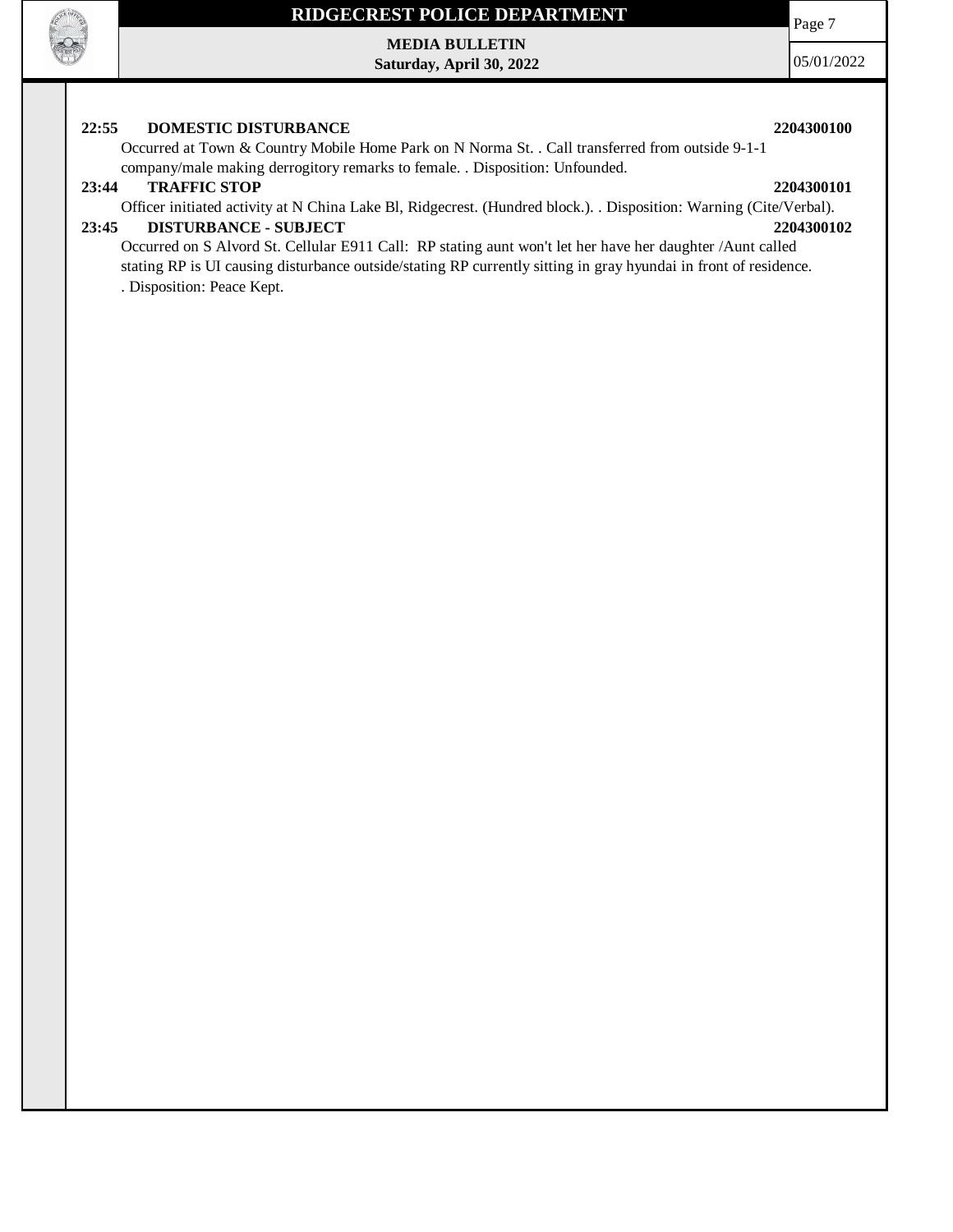**22:55 DOMESTIC DISTURBANCE 2204300100**

Occurred at Town & Country Mobile Home Park on N Norma St. . Call transferred from outside 9-1-1 company/male making derrogitory remarks to female. . Disposition: Unfounded.

**23:44 TRAFFIC STOP 2204300101**

Officer initiated activity at N China Lake Bl, Ridgecrest. (Hundred block.). . Disposition: Warning (Cite/Verbal).

**23:45 DISTURBANCE - SUBJECT 2204300102**

Occurred on S Alvord St. Cellular E911 Call: RP stating aunt won't let her have her daughter /Aunt called stating RP is UI causing disturbance outside/stating RP currently sitting in gray hyundai in front of residence. . Disposition: Peace Kept.